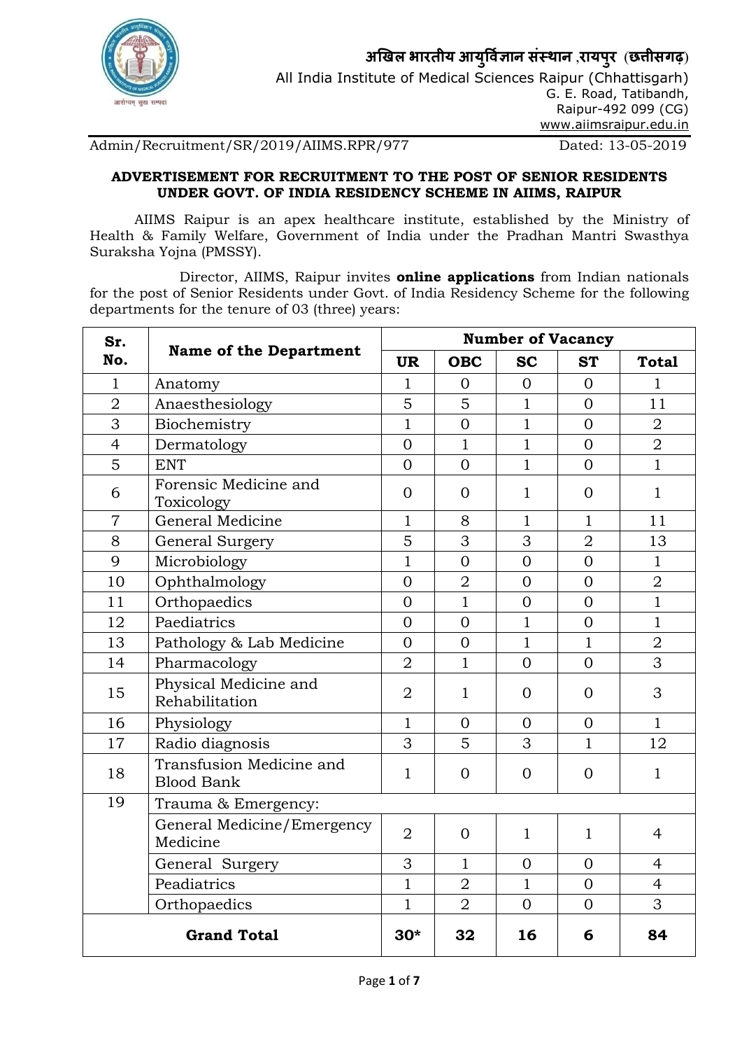# अखिल भारतीय आयुर्विज्ञान संस्थान ,रायपुर (छत्तीसगढ़)

All India Institute of Medical Sciences Raipur (Chhattisgarh)
G. E. Road, Tatibandh,
Raipur-492 099 (CG)
www.aiimsraipur.edu.in

Admin/Recruitment/SR/2019/AIIMS.RPR/977 Dated: 13-05-2019

## ADVERTISEMENT FOR RECRUITMENT TO THE POST OF SENIOR RESIDENTS UNDER GOVT. OF INDIA RESIDENCY SCHEME IN AIIMS, RAIPUR

AIIMS Raipur is an apex healthcare institute, established by the Ministry of Health & Family Welfare, Government of India under the Pradhan Mantri Swasthya Suraksha Yojna (PMSSY).

Director, AIIMS, Raipur invites **online applications** from Indian nationals for the post of Senior Residents under Govt. of India Residency Scheme for the following departments for the tenure of 03 (three) years:

| Sr. No. | Name of the Department | Number of Vacancy | | | | |
|---|---|---|---|---|---|---|
| | | UR | OBC | SC | ST | Total |
| 1 | Anatomy | 1 | 0 | 0 | 0 | 1 |
| 2 | Anaesthesiology | 5 | 5 | 1 | 0 | 11 |
| 3 | Biochemistry | 1 | 0 | 1 | 0 | 2 |
| 4 | Dermatology | 0 | 1 | 1 | 0 | 2 |
| 5 | ENT | 0 | 0 | 1 | 0 | 1 |
| 6 | Forensic Medicine and Toxicology | 0 | 0 | 1 | 0 | 1 |
| 7 | General Medicine | 1 | 8 | 1 | 1 | 11 |
| 8 | General Surgery | 5 | 3 | 3 | 2 | 13 |
| 9 | Microbiology | 1 | 0 | 0 | 0 | 1 |
| 10 | Ophthalmology | 0 | 2 | 0 | 0 | 2 |
| 11 | Orthopaedics | 0 | 1 | 0 | 0 | 1 |
| 12 | Paediatrics | 0 | 0 | 1 | 0 | 1 |
| 13 | Pathology & Lab Medicine | 0 | 0 | 1 | 1 | 2 |
| 14 | Pharmacology | 2 | 1 | 0 | 0 | 3 |
| 15 | Physical Medicine and Rehabilitation | 2 | 1 | 0 | 0 | 3 |
| 16 | Physiology | 1 | 0 | 0 | 0 | 1 |
| 17 | Radio diagnosis | 3 | 5 | 3 | 1 | 12 |
| 18 | Transfusion Medicine and Blood Bank | 1 | 0 | 0 | 0 | 1 |
| 19 | Trauma & Emergency: | | | | | |
| | General Medicine/Emergency Medicine | 2 | 0 | 1 | 1 | 4 |
| | General Surgery | 3 | 1 | 0 | 0 | 4 |
| | Peadiatrics | 1 | 2 | 1 | 0 | 4 |
| | Orthopaedics | 1 | 2 | 0 | 0 | 3 |
| **Grand Total** | | **30*** | **32** | **16** | **6** | **84** |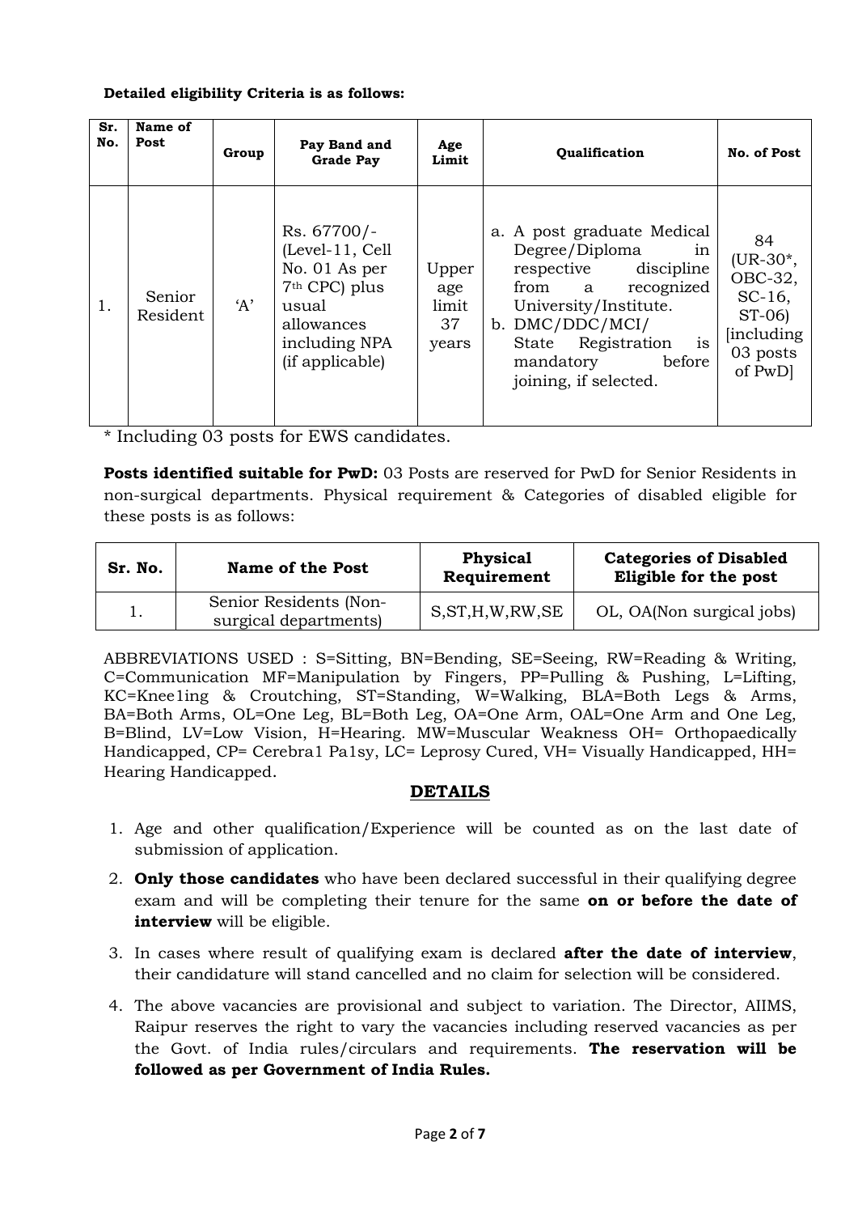**Detailed eligibility Criteria is as follows:**

| Sr. No. | Name of Post | Group | Pay Band and Grade Pay | Age Limit | Qualification | No. of Post |
|---|---|---|---|---|---|---|
| 1. | Senior Resident | 'A' | Rs. 67700/- (Level-11, Cell No. 01 As per 7th CPC) plus usual allowances including NPA (if applicable) | Upper age limit 37 years | a. A post graduate Medical Degree/Diploma in respective discipline from a recognized University/Institute.<br>b. DMC/DDC/MCI/ State Registration is mandatory before joining, if selected. | 84 (UR-30*, OBC-32, SC-16, ST-06) [including 03 posts of PwD] |

* Including 03 posts for EWS candidates.

**Posts identified suitable for PwD:** 03 Posts are reserved for PwD for Senior Residents in non-surgical departments. Physical requirement & Categories of disabled eligible for these posts is as follows:

| Sr. No. | Name of the Post | Physical Requirement | Categories of Disabled Eligible for the post |
|---|---|---|---|
| 1. | Senior Residents (Non-surgical departments) | S,ST,H,W,RW,SE | OL, OA(Non surgical jobs) |

ABBREVIATIONS USED : S=Sitting, BN=Bending, SE=Seeing, RW=Reading & Writing, C=Communication MF=Manipulation by Fingers, PP=Pulling & Pushing, L=Lifting, KC=Knee1ing & Croutching, ST=Standing, W=Walking, BLA=Both Legs & Arms, BA=Both Arms, OL=One Leg, BL=Both Leg, OA=One Arm, OAL=One Arm and One Leg, B=Blind, LV=Low Vision, H=Hearing. MW=Muscular Weakness OH= Orthopaedically Handicapped, CP= Cerebra1 Pa1sy, LC= Leprosy Cured, VH= Visually Handicapped, HH= Hearing Handicapped.

## DETAILS

1. Age and other qualification/Experience will be counted as on the last date of submission of application.
2. **Only those candidates** who have been declared successful in their qualifying degree exam and will be completing their tenure for the same **on or before the date of interview** will be eligible.
3. In cases where result of qualifying exam is declared **after the date of interview**, their candidature will stand cancelled and no claim for selection will be considered.
4. The above vacancies are provisional and subject to variation. The Director, AIIMS, Raipur reserves the right to vary the vacancies including reserved vacancies as per the Govt. of India rules/circulars and requirements. **The reservation will be followed as per Government of India Rules.**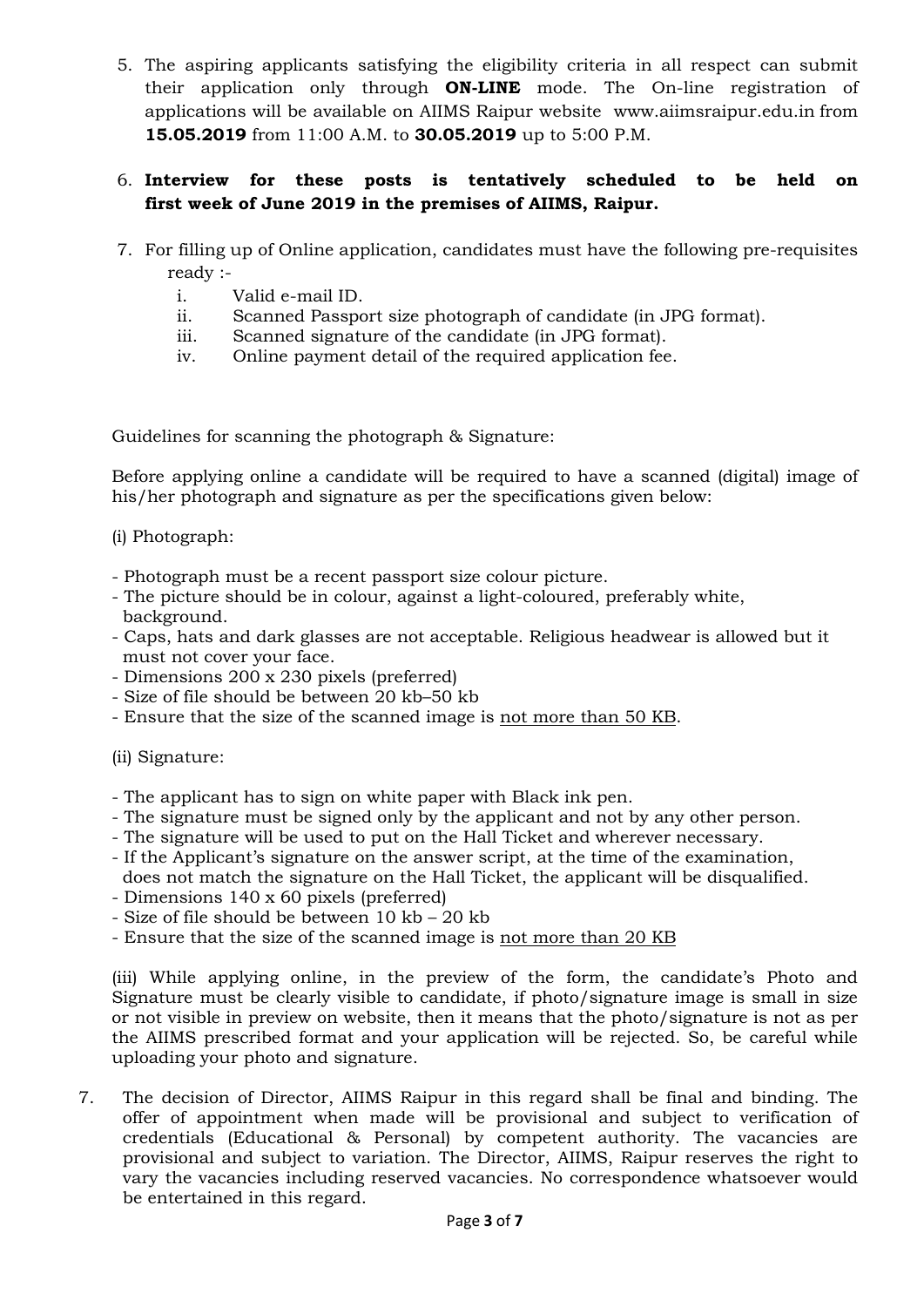5. The aspiring applicants satisfying the eligibility criteria in all respect can submit their application only through **ON-LINE** mode. The On-line registration of applications will be available on AIIMS Raipur website www.aiimsraipur.edu.in from **15.05.2019** from 11:00 A.M. to **30.05.2019** up to 5:00 P.M.

6. **Interview for these posts is tentatively scheduled to be held on first week of June 2019 in the premises of AIIMS, Raipur.**

7. For filling up of Online application, candidates must have the following pre-requisites ready :-
   - i. Valid e-mail ID.
   - ii. Scanned Passport size photograph of candidate (in JPG format).
   - iii. Scanned signature of the candidate (in JPG format).
   - iv. Online payment detail of the required application fee.

Guidelines for scanning the photograph & Signature:

Before applying online a candidate will be required to have a scanned (digital) image of his/her photograph and signature as per the specifications given below:

(i) Photograph:

- Photograph must be a recent passport size colour picture.
- The picture should be in colour, against a light-coloured, preferably white, background.
- Caps, hats and dark glasses are not acceptable. Religious headwear is allowed but it must not cover your face.
- Dimensions 200 x 230 pixels (preferred)
- Size of file should be between 20 kb–50 kb
- Ensure that the size of the scanned image is <u>not more than 50 KB</u>.

(ii) Signature:

- The applicant has to sign on white paper with Black ink pen.
- The signature must be signed only by the applicant and not by any other person.
- The signature will be used to put on the Hall Ticket and wherever necessary.
- If the Applicant's signature on the answer script, at the time of the examination, does not match the signature on the Hall Ticket, the applicant will be disqualified.
- Dimensions 140 x 60 pixels (preferred)
- Size of file should be between 10 kb – 20 kb
- Ensure that the size of the scanned image is <u>not more than 20 KB</u>

(iii) While applying online, in the preview of the form, the candidate's Photo and Signature must be clearly visible to candidate, if photo/signature image is small in size or not visible in preview on website, then it means that the photo/signature is not as per the AIIMS prescribed format and your application will be rejected. So, be careful while uploading your photo and signature.

7. The decision of Director, AIIMS Raipur in this regard shall be final and binding. The offer of appointment when made will be provisional and subject to verification of credentials (Educational & Personal) by competent authority. The vacancies are provisional and subject to variation. The Director, AIIMS, Raipur reserves the right to vary the vacancies including reserved vacancies. No correspondence whatsoever would be entertained in this regard.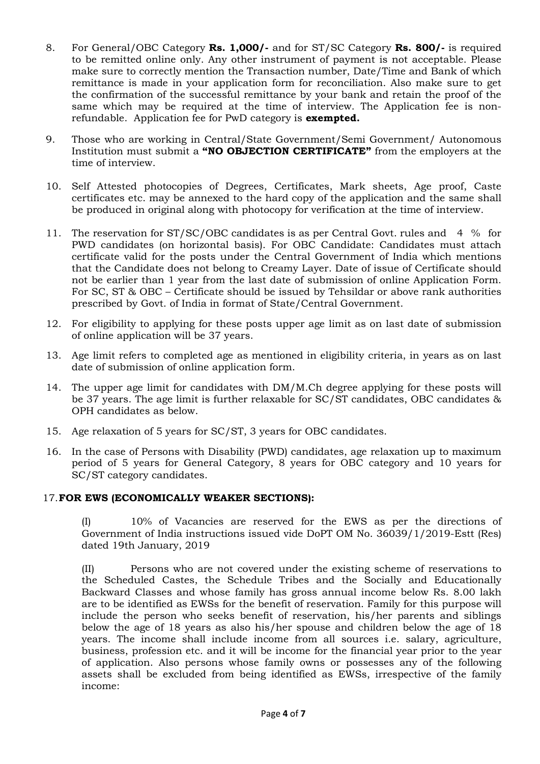8. For General/OBC Category **Rs. 1,000/-** and for ST/SC Category **Rs. 800/-** is required to be remitted online only. Any other instrument of payment is not acceptable. Please make sure to correctly mention the Transaction number, Date/Time and Bank of which remittance is made in your application form for reconciliation. Also make sure to get the confirmation of the successful remittance by your bank and retain the proof of the same which may be required at the time of interview. The Application fee is non-refundable. Application fee for PwD category is **exempted.**

9. Those who are working in Central/State Government/Semi Government/ Autonomous Institution must submit a **"NO OBJECTION CERTIFICATE"** from the employers at the time of interview.

10. Self Attested photocopies of Degrees, Certificates, Mark sheets, Age proof, Caste certificates etc. may be annexed to the hard copy of the application and the same shall be produced in original along with photocopy for verification at the time of interview.

11. The reservation for ST/SC/OBC candidates is as per Central Govt. rules and 4 % for PWD candidates (on horizontal basis). For OBC Candidate: Candidates must attach certificate valid for the posts under the Central Government of India which mentions that the Candidate does not belong to Creamy Layer. Date of issue of Certificate should not be earlier than 1 year from the last date of submission of online Application Form. For SC, ST & OBC – Certificate should be issued by Tehsildar or above rank authorities prescribed by Govt. of India in format of State/Central Government.

12. For eligibility to applying for these posts upper age limit as on last date of submission of online application will be 37 years.

13. Age limit refers to completed age as mentioned in eligibility criteria, in years as on last date of submission of online application form.

14. The upper age limit for candidates with DM/M.Ch degree applying for these posts will be 37 years. The age limit is further relaxable for SC/ST candidates, OBC candidates & OPH candidates as below.

15. Age relaxation of 5 years for SC/ST, 3 years for OBC candidates.

16. In the case of Persons with Disability (PWD) candidates, age relaxation up to maximum period of 5 years for General Category, 8 years for OBC category and 10 years for SC/ST category candidates.

17. **FOR EWS (ECONOMICALLY WEAKER SECTIONS):**

(I) 10% of Vacancies are reserved for the EWS as per the directions of Government of India instructions issued vide DoPT OM No. 36039/1/2019-Estt (Res) dated 19th January, 2019

(II) Persons who are not covered under the existing scheme of reservations to the Scheduled Castes, the Schedule Tribes and the Socially and Educationally Backward Classes and whose family has gross annual income below Rs. 8.00 lakh are to be identified as EWSs for the benefit of reservation. Family for this purpose will include the person who seeks benefit of reservation, his/her parents and siblings below the age of 18 years as also his/her spouse and children below the age of 18 years. The income shall include income from all sources i.e. salary, agriculture, business, profession etc. and it will be income for the financial year prior to the year of application. Also persons whose family owns or possesses any of the following assets shall be excluded from being identified as EWSs, irrespective of the family income: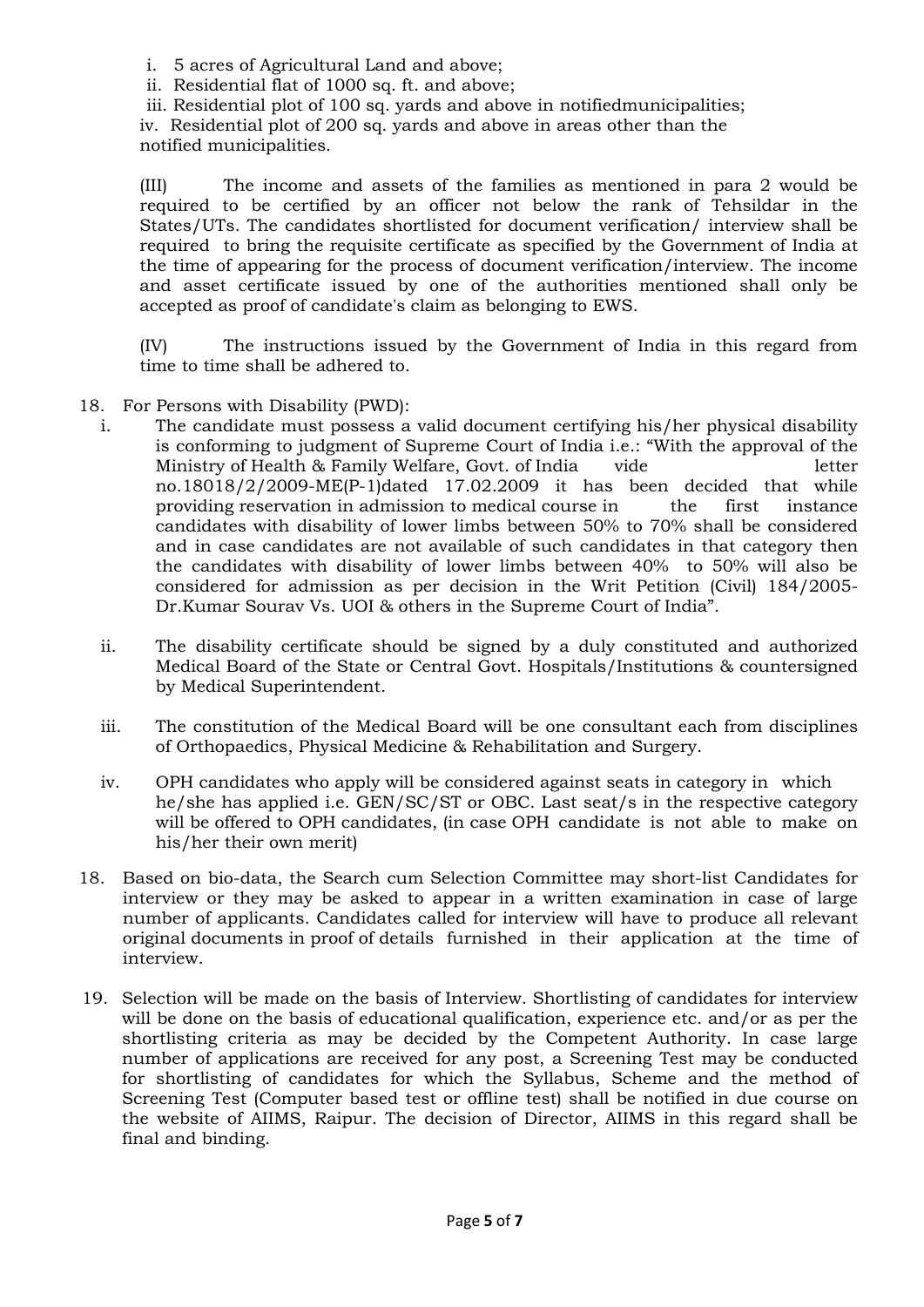i. 5 acres of Agricultural Land and above;
ii. Residential flat of 1000 sq. ft. and above;
iii. Residential plot of 100 sq. yards and above in notifiedmunicipalities;
iv. Residential plot of 200 sq. yards and above in areas other than the notified municipalities.

(III) The income and assets of the families as mentioned in para 2 would be required to be certified by an officer not below the rank of Tehsildar in the States/UTs. The candidates shortlisted for document verification/ interview shall be required to bring the requisite certificate as specified by the Government of India at the time of appearing for the process of document verification/interview. The income and asset certificate issued by one of the authorities mentioned shall only be accepted as proof of candidate's claim as belonging to EWS.

(IV) The instructions issued by the Government of India in this regard from time to time shall be adhered to.

18. For Persons with Disability (PWD):
    i. The candidate must possess a valid document certifying his/her physical disability is conforming to judgment of Supreme Court of India i.e.: "With the approval of the Ministry of Health & Family Welfare, Govt. of India vide letter no.18018/2/2009-ME(P-1)dated 17.02.2009 it has been decided that while providing reservation in admission to medical course in the first instance candidates with disability of lower limbs between 50% to 70% shall be considered and in case candidates are not available of such candidates in that category then the candidates with disability of lower limbs between 40% to 50% will also be considered for admission as per decision in the Writ Petition (Civil) 184/2005- Dr.Kumar Sourav Vs. UOI & others in the Supreme Court of India".

    ii. The disability certificate should be signed by a duly constituted and authorized Medical Board of the State or Central Govt. Hospitals/Institutions & countersigned by Medical Superintendent.

    iii. The constitution of the Medical Board will be one consultant each from disciplines of Orthopaedics, Physical Medicine & Rehabilitation and Surgery.

    iv. OPH candidates who apply will be considered against seats in category in which he/she has applied i.e. GEN/SC/ST or OBC. Last seat/s in the respective category will be offered to OPH candidates, (in case OPH candidate is not able to make on his/her their own merit)

18. Based on bio-data, the Search cum Selection Committee may short-list Candidates for interview or they may be asked to appear in a written examination in case of large number of applicants. Candidates called for interview will have to produce all relevant original documents in proof of details furnished in their application at the time of interview.

19. Selection will be made on the basis of Interview. Shortlisting of candidates for interview will be done on the basis of educational qualification, experience etc. and/or as per the shortlisting criteria as may be decided by the Competent Authority. In case large number of applications are received for any post, a Screening Test may be conducted for shortlisting of candidates for which the Syllabus, Scheme and the method of Screening Test (Computer based test or offline test) shall be notified in due course on the website of AIIMS, Raipur. The decision of Director, AIIMS in this regard shall be final and binding.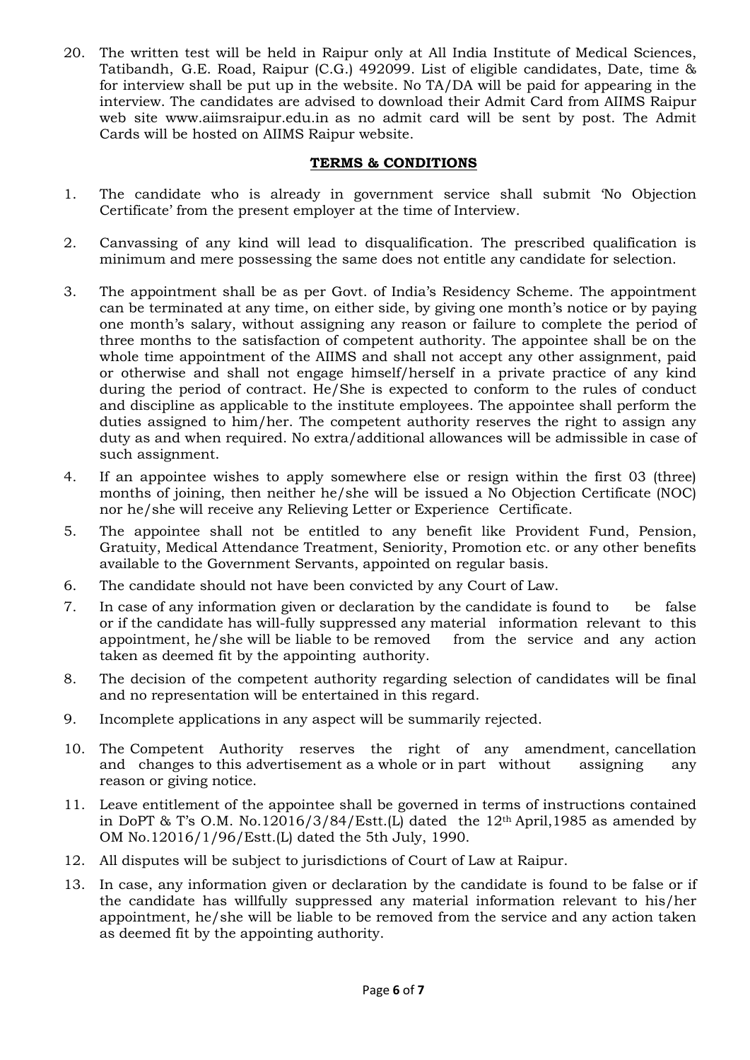20. The written test will be held in Raipur only at All India Institute of Medical Sciences, Tatibandh, G.E. Road, Raipur (C.G.) 492099. List of eligible candidates, Date, time & for interview shall be put up in the website. No TA/DA will be paid for appearing in the interview. The candidates are advised to download their Admit Card from AIIMS Raipur web site www.aiimsraipur.edu.in as no admit card will be sent by post. The Admit Cards will be hosted on AIIMS Raipur website.

## TERMS & CONDITIONS

1. The candidate who is already in government service shall submit 'No Objection Certificate' from the present employer at the time of Interview.

2. Canvassing of any kind will lead to disqualification. The prescribed qualification is minimum and mere possessing the same does not entitle any candidate for selection.

3. The appointment shall be as per Govt. of India's Residency Scheme. The appointment can be terminated at any time, on either side, by giving one month's notice or by paying one month's salary, without assigning any reason or failure to complete the period of three months to the satisfaction of competent authority. The appointee shall be on the whole time appointment of the AIIMS and shall not accept any other assignment, paid or otherwise and shall not engage himself/herself in a private practice of any kind during the period of contract. He/She is expected to conform to the rules of conduct and discipline as applicable to the institute employees. The appointee shall perform the duties assigned to him/her. The competent authority reserves the right to assign any duty as and when required. No extra/additional allowances will be admissible in case of such assignment.

4. If an appointee wishes to apply somewhere else or resign within the first 03 (three) months of joining, then neither he/she will be issued a No Objection Certificate (NOC) nor he/she will receive any Relieving Letter or Experience Certificate.

5. The appointee shall not be entitled to any benefit like Provident Fund, Pension, Gratuity, Medical Attendance Treatment, Seniority, Promotion etc. or any other benefits available to the Government Servants, appointed on regular basis.

6. The candidate should not have been convicted by any Court of Law.

7. In case of any information given or declaration by the candidate is found to be false or if the candidate has will-fully suppressed any material information relevant to this appointment, he/she will be liable to be removed from the service and any action taken as deemed fit by the appointing authority.

8. The decision of the competent authority regarding selection of candidates will be final and no representation will be entertained in this regard.

9. Incomplete applications in any aspect will be summarily rejected.

10. The Competent Authority reserves the right of any amendment, cancellation and changes to this advertisement as a whole or in part without assigning any reason or giving notice.

11. Leave entitlement of the appointee shall be governed in terms of instructions contained in DoPT & T's O.M. No.12016/3/84/Estt.(L) dated the 12th April,1985 as amended by OM No.12016/1/96/Estt.(L) dated the 5th July, 1990.

12. All disputes will be subject to jurisdictions of Court of Law at Raipur.

13. In case, any information given or declaration by the candidate is found to be false or if the candidate has willfully suppressed any material information relevant to his/her appointment, he/she will be liable to be removed from the service and any action taken as deemed fit by the appointing authority.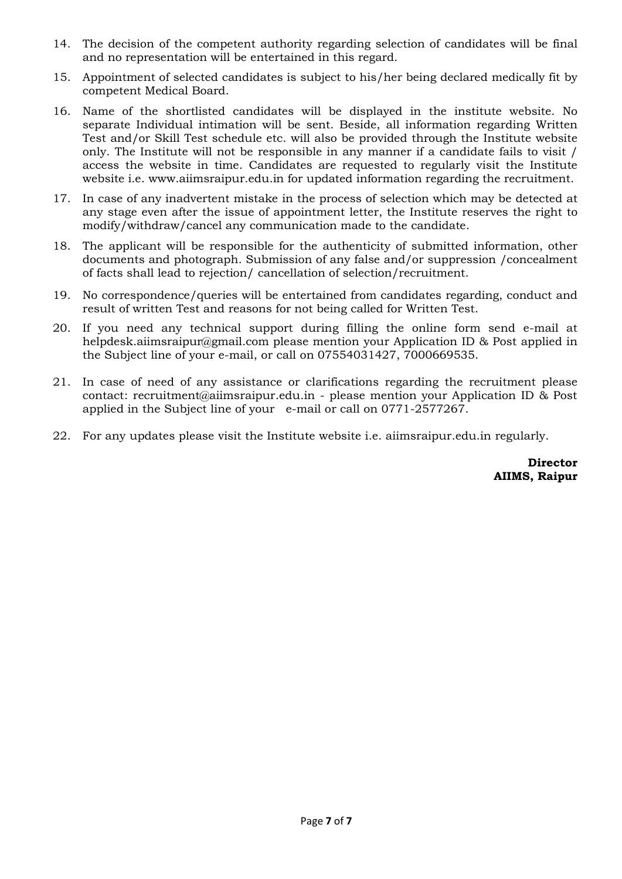14. The decision of the competent authority regarding selection of candidates will be final and no representation will be entertained in this regard.
15. Appointment of selected candidates is subject to his/her being declared medically fit by competent Medical Board.
16. Name of the shortlisted candidates will be displayed in the institute website. No separate Individual intimation will be sent. Beside, all information regarding Written Test and/or Skill Test schedule etc. will also be provided through the Institute website only. The Institute will not be responsible in any manner if a candidate fails to visit / access the website in time. Candidates are requested to regularly visit the Institute website i.e. www.aiimsraipur.edu.in for updated information regarding the recruitment.
17. In case of any inadvertent mistake in the process of selection which may be detected at any stage even after the issue of appointment letter, the Institute reserves the right to modify/withdraw/cancel any communication made to the candidate.
18. The applicant will be responsible for the authenticity of submitted information, other documents and photograph. Submission of any false and/or suppression /concealment of facts shall lead to rejection/ cancellation of selection/recruitment.
19. No correspondence/queries will be entertained from candidates regarding, conduct and result of written Test and reasons for not being called for Written Test.
20. If you need any technical support during filling the online form send e-mail at helpdesk.aiimsraipur@gmail.com please mention your Application ID & Post applied in the Subject line of your e-mail, or call on 07554031427, 7000669535.
21. In case of need of any assistance or clarifications regarding the recruitment please contact: recruitment@aiimsraipur.edu.in - please mention your Application ID & Post applied in the Subject line of your e-mail or call on 0771-2577267.
22. For any updates please visit the Institute website i.e. aiimsraipur.edu.in regularly.

**Director**
**AIIMS, Raipur**